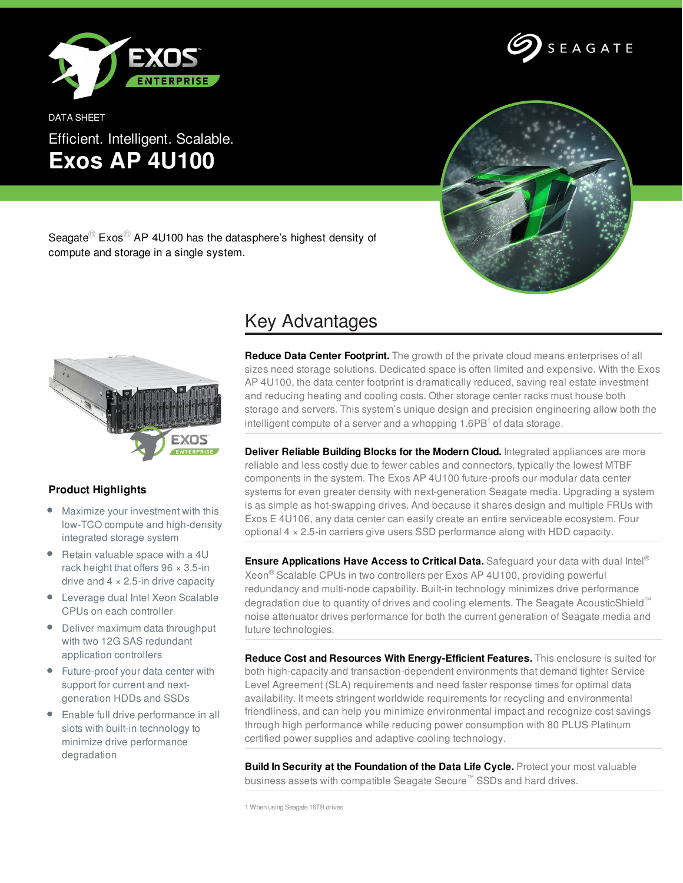DATA SHEET

Efficient. Intelligent. Scalable.

# Exos AP 4U100

Seagate® Exos® AP 4U100 has the datasphere's highest density of compute and storage in a single system.

### Product Highlights

- Maximize your investment with this low-TCO compute and high-density integrated storage system
- Retain valuable space with a 4U rack height that offers 96 × 3.5-in drive and 4 × 2.5-in drive capacity
- Leverage dual Intel Xeon Scalable CPUs on each controller
- Deliver maximum data throughput with two 12G SAS redundant application controllers
- Future-proof your data center with support for current and next-generation HDDs and SSDs
- Enable full drive performance in all slots with built-in technology to minimize drive performance degradation

## Key Advantages

**Reduce Data Center Footprint.** The growth of the private cloud means enterprises of all sizes need storage solutions. Dedicated space is often limited and expensive. With the Exos AP 4U100, the data center footprint is dramatically reduced, saving real estate investment and reducing heating and cooling costs. Other storage center racks must house both storage and servers. This system's unique design and precision engineering allow both the intelligent compute of a server and a whopping 1.6PB[1] of data storage.

**Deliver Reliable Building Blocks for the Modern Cloud.** Integrated appliances are more reliable and less costly due to fewer cables and connectors, typically the lowest MTBF components in the system. The Exos AP 4U100 future-proofs our modular data center systems for even greater density with next-generation Seagate media. Upgrading a system is as simple as hot-swapping drives. And because it shares design and multiple FRUs with Exos E 4U106, any data center can easily create an entire serviceable ecosystem. Four optional 4 × 2.5-in carriers give users SSD performance along with HDD capacity.

**Ensure Applications Have Access to Critical Data.** Safeguard your data with dual Intel® Xeon® Scalable CPUs in two controllers per Exos AP 4U100, providing powerful redundancy and multi-node capability. Built-in technology minimizes drive performance degradation due to quantity of drives and cooling elements. The Seagate AcousticShield™ noise attenuator drives performance for both the current generation of Seagate media and future technologies.

**Reduce Cost and Resources With Energy-Efficient Features.** This enclosure is suited for both high-capacity and transaction-dependent environments that demand tighter Service Level Agreement (SLA) requirements and need faster response times for optimal data availability. It meets stringent worldwide requirements for recycling and environmental friendliness, and can help you minimize environmental impact and recognize cost savings through high performance while reducing power consumption with 80 PLUS Platinum certified power supplies and adaptive cooling technology.

**Build In Security at the Foundation of the Data Life Cycle.** Protect your most valuable business assets with compatible Seagate Secure™ SSDs and hard drives.

1 When using Seagate 16TB drives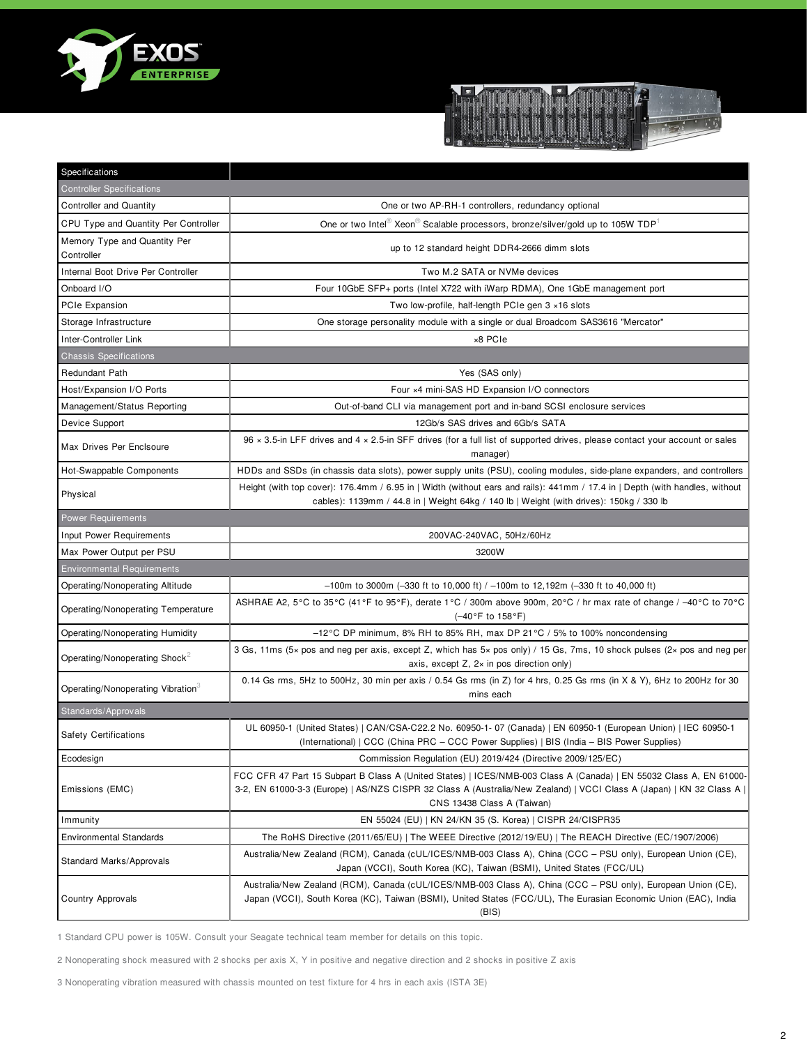| Specifications | |
|---|---|
| **Controller Specifications** | |
| Controller and Quantity | One or two AP-RH-1 controllers, redundancy optional |
| CPU Type and Quantity Per Controller | One or two Intel® Xeon® Scalable processors, bronze/silver/gold up to 105W TDP[1] |
| Memory Type and Quantity Per Controller | up to 12 standard height DDR4-2666 dimm slots |
| Internal Boot Drive Per Controller | Two M.2 SATA or NVMe devices |
| Onboard I/O | Four 10GbE SFP+ ports (Intel X722 with iWarp RDMA), One 1GbE management port |
| PCIe Expansion | Two low-profile, half-length PCIe gen 3 ×16 slots |
| Storage Infrastructure | One storage personality module with a single or dual Broadcom SAS3616 "Mercator" |
| Inter-Controller Link | ×8 PCIe |
| **Chassis Specifications** | |
| Redundant Path | Yes (SAS only) |
| Host/Expansion I/O Ports | Four ×4 mini-SAS HD Expansion I/O connectors |
| Management/Status Reporting | Out-of-band CLI via management port and in-band SCSI enclosure services |
| Device Support | 12Gb/s SAS drives and 6Gb/s SATA |
| Max Drives Per Enclsoure | 96 × 3.5-in LFF drives and 4 × 2.5-in SFF drives (for a full list of supported drives, please contact your account or sales manager) |
| Hot-Swappable Components | HDDs and SSDs (in chassis data slots), power supply units (PSU), cooling modules, side-plane expanders, and controllers |
| Physical | Height (with top cover): 176.4mm / 6.95 in \| Width (without ears and rails): 441mm / 17.4 in \| Depth (with handles, without cables): 1139mm / 44.8 in \| Weight 64kg / 140 lb \| Weight (with drives): 150kg / 330 lb |
| **Power Requirements** | |
| Input Power Requirements | 200VAC-240VAC, 50Hz/60Hz |
| Max Power Output per PSU | 3200W |
| **Environmental Requirements** | |
| Operating/Nonoperating Altitude | –100m to 3000m (–330 ft to 10,000 ft) / –100m to 12,192m (–330 ft to 40,000 ft) |
| Operating/Nonoperating Temperature | ASHRAE A2, 5°C to 35°C (41°F to 95°F), derate 1°C / 300m above 900m, 20°C / hr max rate of change / –40°C to 70°C (–40°F to 158°F) |
| Operating/Nonoperating Humidity | –12°C DP minimum, 8% RH to 85% RH, max DP 21°C / 5% to 100% noncondensing |
| Operating/Nonoperating Shock[2] | 3 Gs, 11ms (5× pos and neg per axis, except Z, which has 5× pos only) / 15 Gs, 7ms, 10 shock pulses (2× pos and neg per axis, except Z, 2× in pos direction only) |
| Operating/Nonoperating Vibration[3] | 0.14 Gs rms, 5Hz to 500Hz, 30 min per axis / 0.54 Gs rms (in Z) for 4 hrs, 0.25 Gs rms (in X & Y), 6Hz to 200Hz for 30 mins each |
| **Standards/Approvals** | |
| Safety Certifications | UL 60950-1 (United States) \| CAN/CSA-C22.2 No. 60950-1- 07 (Canada) \| EN 60950-1 (European Union) \| IEC 60950-1 (International) \| CCC (China PRC – CCC Power Supplies) \| BIS (India – BIS Power Supplies) |
| Ecodesign | Commission Regulation (EU) 2019/424 (Directive 2009/125/EC) |
| Emissions (EMC) | FCC CFR 47 Part 15 Subpart B Class A (United States) \| ICES/NMB-003 Class A (Canada) \| EN 55032 Class A, EN 61000-3-2, EN 61000-3-3 (Europe) \| AS/NZS CISPR 32 Class A (Australia/New Zealand) \| VCCI Class A (Japan) \| KN 32 Class A \| CNS 13438 Class A (Taiwan) |
| Immunity | EN 55024 (EU) \| KN 24/KN 35 (S. Korea) \| CISPR 24/CISPR35 |
| Environmental Standards | The RoHS Directive (2011/65/EU) \| The WEEE Directive (2012/19/EU) \| The REACH Directive (EC/1907/2006) |
| Standard Marks/Approvals | Australia/New Zealand (RCM), Canada (cUL/ICES/NMB-003 Class A), China (CCC – PSU only), European Union (CE), Japan (VCCI), South Korea (KC), Taiwan (BSMI), United States (FCC/UL) |
| Country Approvals | Australia/New Zealand (RCM), Canada (cUL/ICES/NMB-003 Class A), China (CCC – PSU only), European Union (CE), Japan (VCCI), South Korea (KC), Taiwan (BSMI), United States (FCC/UL), The Eurasian Economic Union (EAC), India (BIS) |

1 Standard CPU power is 105W. Consult your Seagate technical team member for details on this topic.

2 Nonoperating shock measured with 2 shocks per axis X, Y in positive and negative direction and 2 shocks in positive Z axis

3 Nonoperating vibration measured with chassis mounted on test fixture for 4 hrs in each axis (ISTA 3E)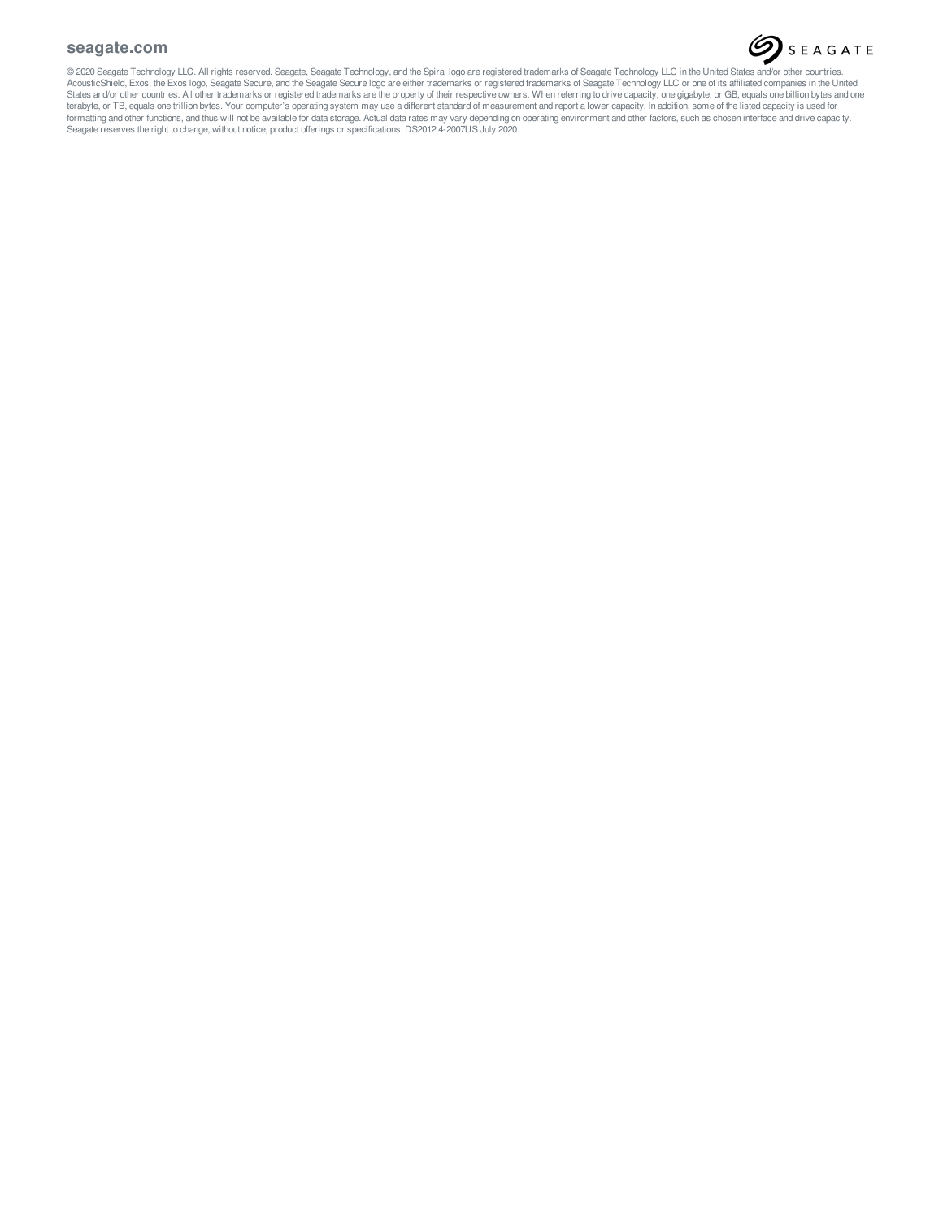**seagate.com**

SEAGATE

© 2020 Seagate Technology LLC. All rights reserved. Seagate, Seagate Technology, and the Spiral logo are registered trademarks of Seagate Technology LLC in the United States and/or other countries. AcousticShield, Exos, the Exos logo, Seagate Secure, and the Seagate Secure logo are either trademarks or registered trademarks of Seagate Technology LLC or one of its affiliated companies in the United States and/or other countries. All other trademarks or registered trademarks are the property of their respective owners. When referring to drive capacity, one gigabyte, or GB, equals one billion bytes and one terabyte, or TB, equals one trillion bytes. Your computer's operating system may use a different standard of measurement and report a lower capacity. In addition, some of the listed capacity is used for formatting and other functions, and thus will not be available for data storage. Actual data rates may vary depending on operating environment and other factors, such as chosen interface and drive capacity. Seagate reserves the right to change, without notice, product offerings or specifications. DS2012.4-2007US July 2020